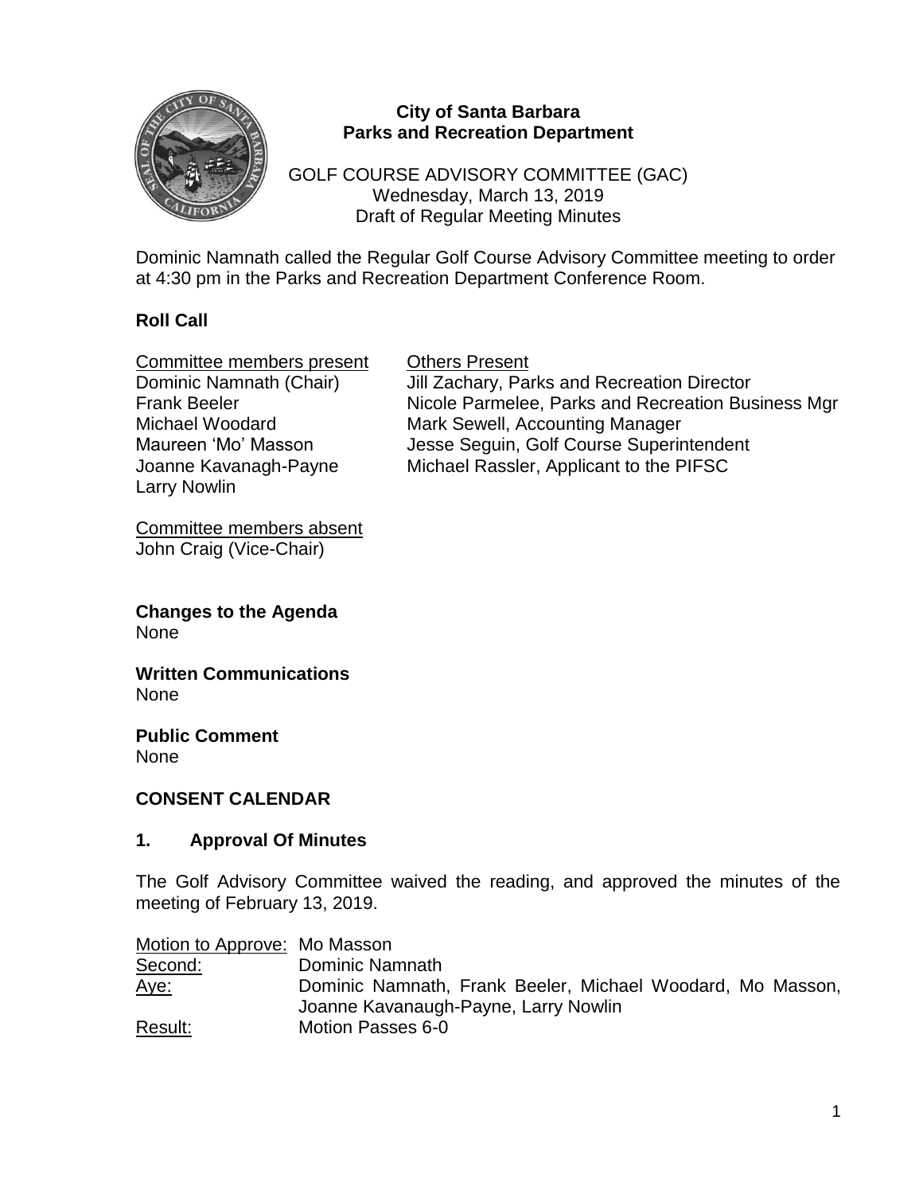**City of Santa Barbara**
**Parks and Recreation Department**

GOLF COURSE ADVISORY COMMITTEE (GAC)
Wednesday, March 13, 2019
Draft of Regular Meeting Minutes

Dominic Namnath called the Regular Golf Course Advisory Committee meeting to order at 4:30 pm in the Parks and Recreation Department Conference Room.

## Roll Call

| Committee members present | Others Present |
|---|---|
| Dominic Namnath (Chair) | Jill Zachary, Parks and Recreation Director |
| Frank Beeler | Nicole Parmelee, Parks and Recreation Business Mgr |
| Michael Woodard | Mark Sewell, Accounting Manager |
| Maureen 'Mo' Masson | Jesse Seguin, Golf Course Superintendent |
| Joanne Kavanagh-Payne | Michael Rassler, Applicant to the PIFSC |
| Larry Nowlin | |

Committee members absent
John Craig (Vice-Chair)

**Changes to the Agenda**
None

**Written Communications**
None

**Public Comment**
None

## CONSENT CALENDAR

### 1. Approval Of Minutes

The Golf Advisory Committee waived the reading, and approved the minutes of the meeting of February 13, 2019.

| | |
|---|---|
| Motion to Approve: | Mo Masson |
| Second: | Dominic Namnath |
| Aye: | Dominic Namnath, Frank Beeler, Michael Woodard, Mo Masson, Joanne Kavanaugh-Payne, Larry Nowlin |
| Result: | Motion Passes 6-0 |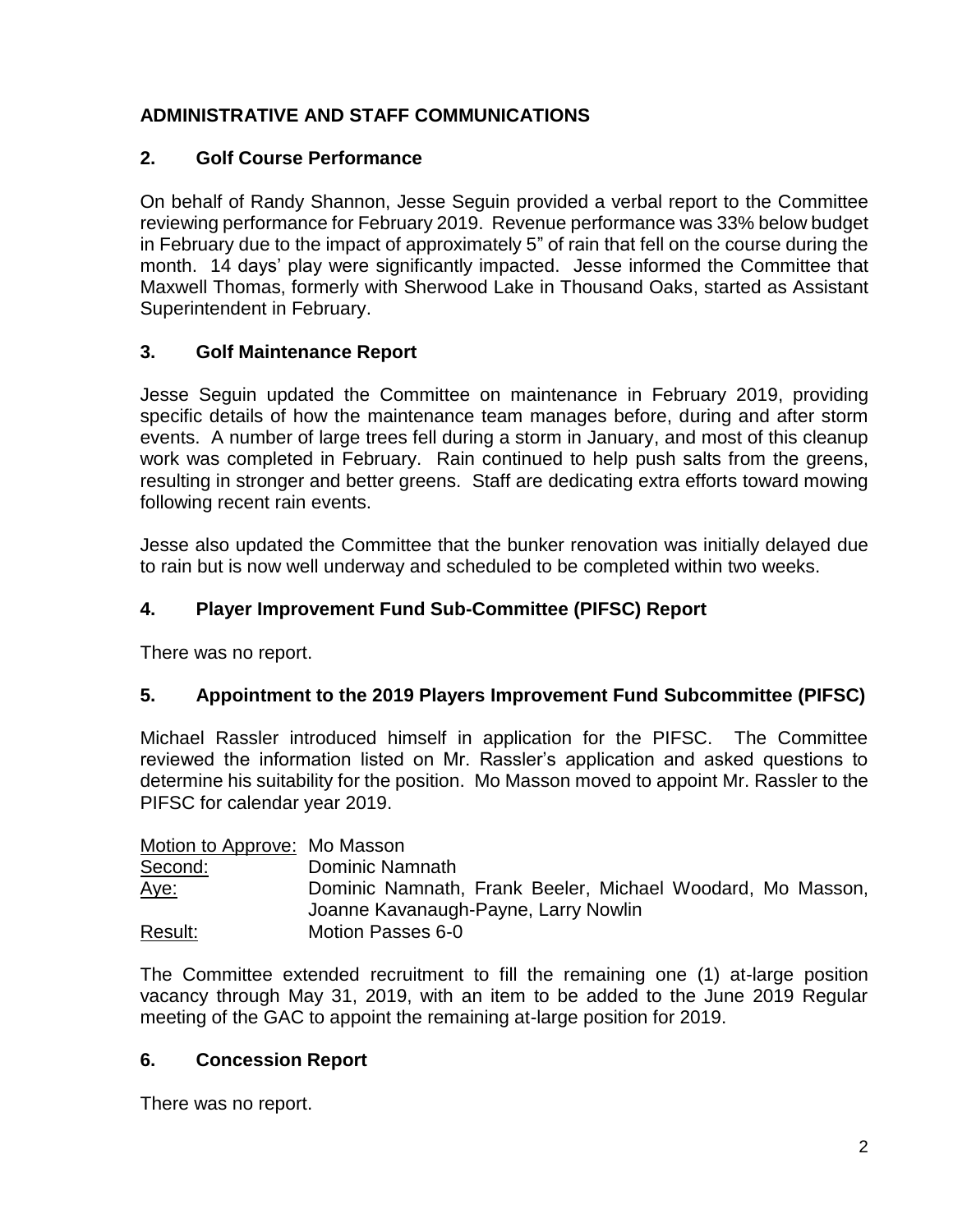## ADMINISTRATIVE AND STAFF COMMUNICATIONS

### 2. Golf Course Performance

On behalf of Randy Shannon, Jesse Seguin provided a verbal report to the Committee reviewing performance for February 2019. Revenue performance was 33% below budget in February due to the impact of approximately 5" of rain that fell on the course during the month. 14 days' play were significantly impacted. Jesse informed the Committee that Maxwell Thomas, formerly with Sherwood Lake in Thousand Oaks, started as Assistant Superintendent in February.

### 3. Golf Maintenance Report

Jesse Seguin updated the Committee on maintenance in February 2019, providing specific details of how the maintenance team manages before, during and after storm events. A number of large trees fell during a storm in January, and most of this cleanup work was completed in February. Rain continued to help push salts from the greens, resulting in stronger and better greens. Staff are dedicating extra efforts toward mowing following recent rain events.

Jesse also updated the Committee that the bunker renovation was initially delayed due to rain but is now well underway and scheduled to be completed within two weeks.

### 4. Player Improvement Fund Sub-Committee (PIFSC) Report

There was no report.

### 5. Appointment to the 2019 Players Improvement Fund Subcommittee (PIFSC)

Michael Rassler introduced himself in application for the PIFSC. The Committee reviewed the information listed on Mr. Rassler's application and asked questions to determine his suitability for the position. Mo Masson moved to appoint Mr. Rassler to the PIFSC for calendar year 2019.

<u>Motion to Approve:</u> Mo Masson
<u>Second:</u> Dominic Namnath
<u>Aye:</u> Dominic Namnath, Frank Beeler, Michael Woodard, Mo Masson, Joanne Kavanaugh-Payne, Larry Nowlin
<u>Result:</u> Motion Passes 6-0

The Committee extended recruitment to fill the remaining one (1) at-large position vacancy through May 31, 2019, with an item to be added to the June 2019 Regular meeting of the GAC to appoint the remaining at-large position for 2019.

### 6. Concession Report

There was no report.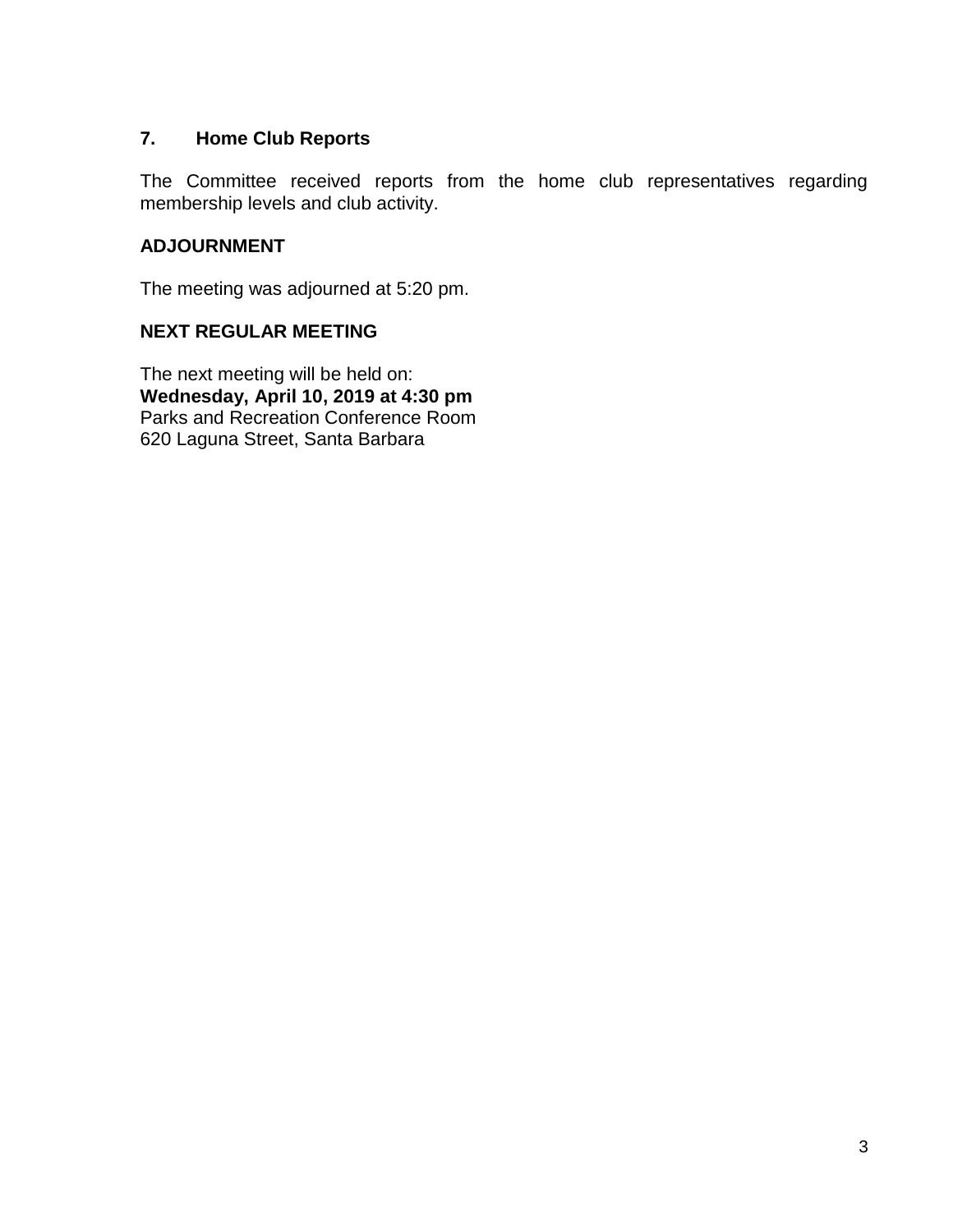## 7. Home Club Reports

The Committee received reports from the home club representatives regarding membership levels and club activity.

## ADJOURNMENT

The meeting was adjourned at 5:20 pm.

## NEXT REGULAR MEETING

The next meeting will be held on:
**Wednesday, April 10, 2019 at 4:30 pm**
Parks and Recreation Conference Room
620 Laguna Street, Santa Barbara